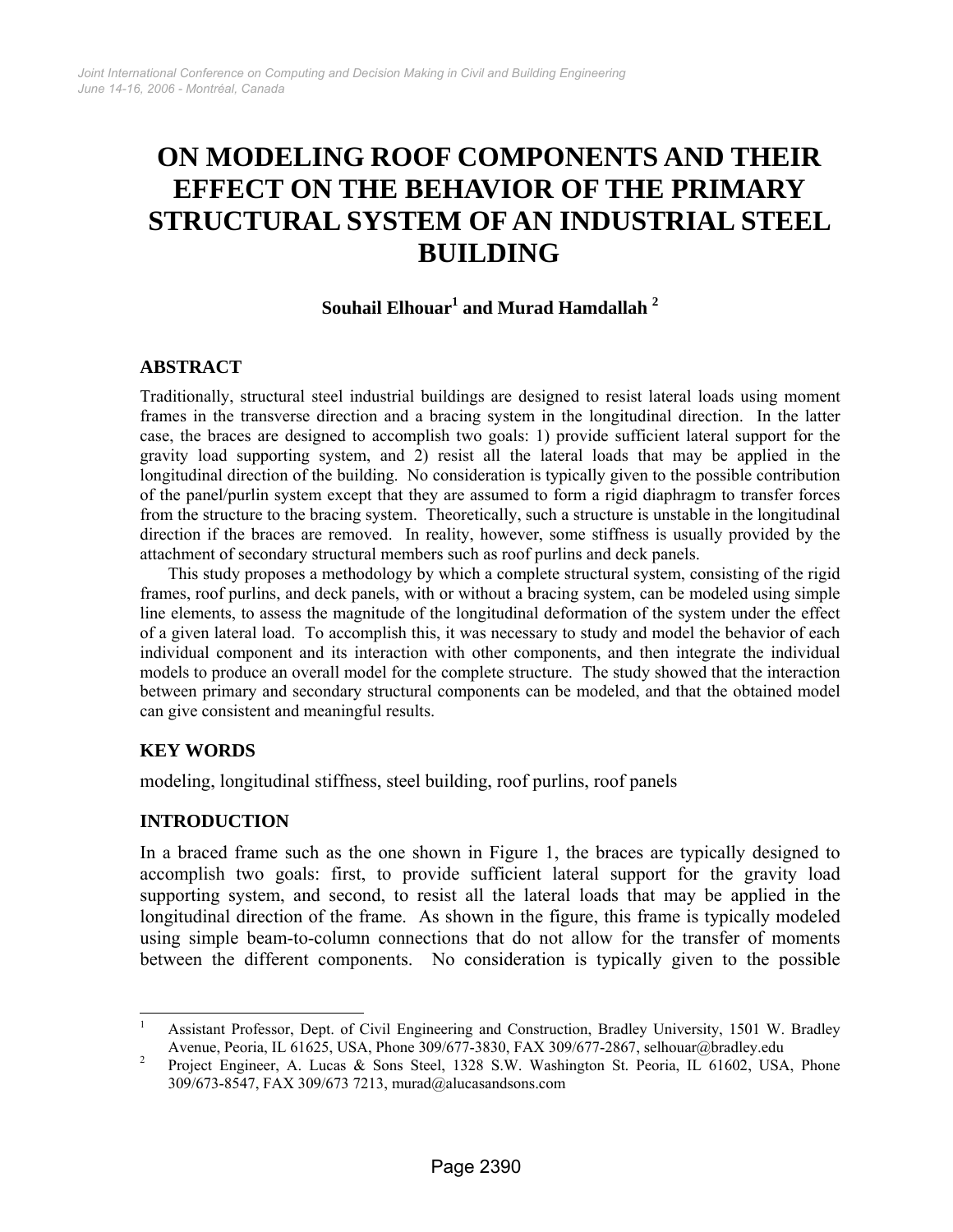# ON MODELING ROOF COMPONENTS AND THEIR EFFECT ON THE BEHAVIOR OF THE PRIMARY STRUCTURAL SYSTEM OF AN INDUSTRIAL STEEL BUILDING

**Souhail Elhouar[1] and Murad Hamdallah [2]**

## ABSTRACT

Traditionally, structural steel industrial buildings are designed to resist lateral loads using moment frames in the transverse direction and a bracing system in the longitudinal direction. In the latter case, the braces are designed to accomplish two goals: 1) provide sufficient lateral support for the gravity load supporting system, and 2) resist all the lateral loads that may be applied in the longitudinal direction of the building. No consideration is typically given to the possible contribution of the panel/purlin system except that they are assumed to form a rigid diaphragm to transfer forces from the structure to the bracing system. Theoretically, such a structure is unstable in the longitudinal direction if the braces are removed. In reality, however, some stiffness is usually provided by the attachment of secondary structural members such as roof purlins and deck panels.

This study proposes a methodology by which a complete structural system, consisting of the rigid frames, roof purlins, and deck panels, with or without a bracing system, can be modeled using simple line elements, to assess the magnitude of the longitudinal deformation of the system under the effect of a given lateral load. To accomplish this, it was necessary to study and model the behavior of each individual component and its interaction with other components, and then integrate the individual models to produce an overall model for the complete structure. The study showed that the interaction between primary and secondary structural components can be modeled, and that the obtained model can give consistent and meaningful results.

## KEY WORDS

modeling, longitudinal stiffness, steel building, roof purlins, roof panels

## INTRODUCTION

In a braced frame such as the one shown in Figure 1, the braces are typically designed to accomplish two goals: first, to provide sufficient lateral support for the gravity load supporting system, and second, to resist all the lateral loads that may be applied in the longitudinal direction of the frame. As shown in the figure, this frame is typically modeled using simple beam-to-column connections that do not allow for the transfer of moments between the different components. No consideration is typically given to the possible

---

[1] Assistant Professor, Dept. of Civil Engineering and Construction, Bradley University, 1501 W. Bradley Avenue, Peoria, IL 61625, USA, Phone 309/677-3830, FAX 309/677-2867, selhouar@bradley.edu

[2] Project Engineer, A. Lucas & Sons Steel, 1328 S.W. Washington St. Peoria, IL 61602, USA, Phone 309/673-8547, FAX 309/673 7213, murad@alucasandsons.com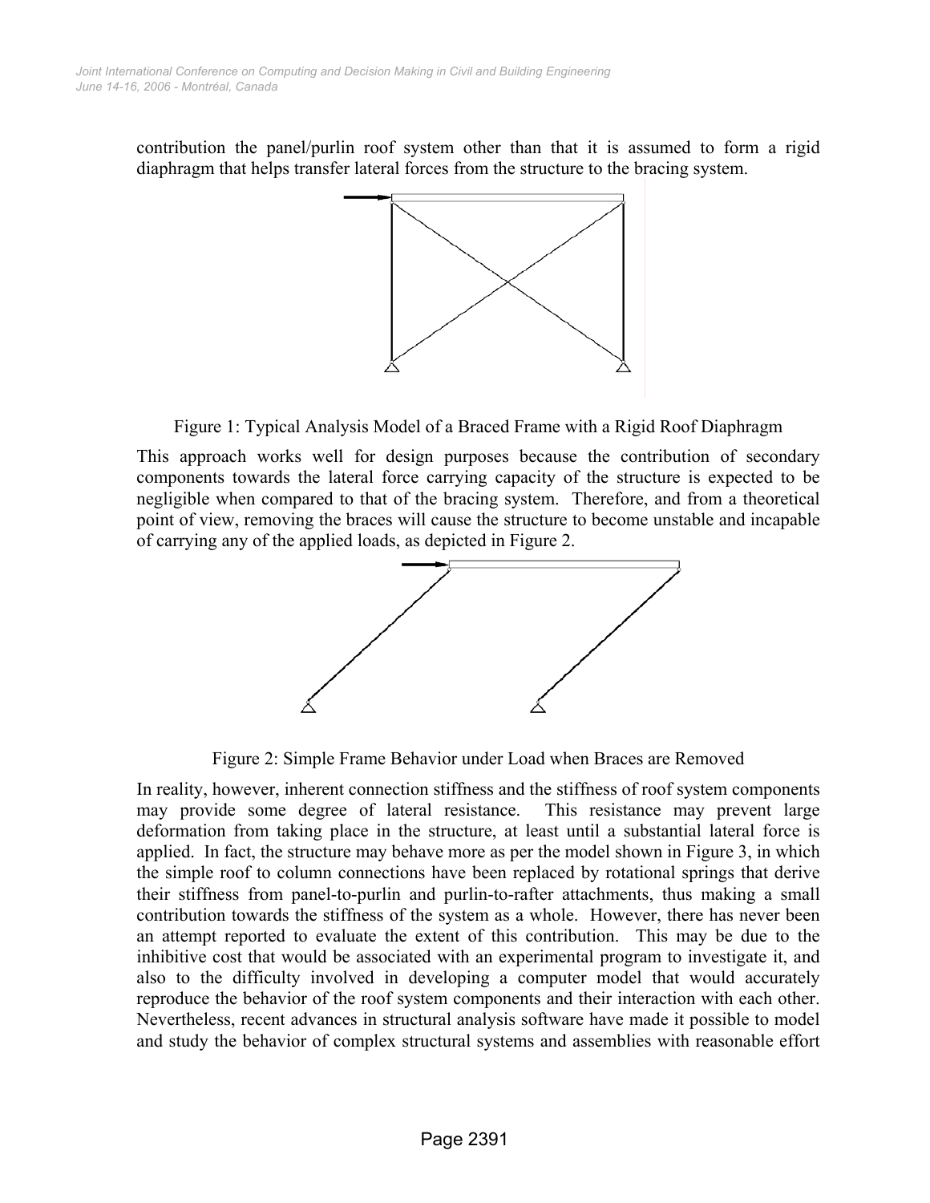contribution the panel/purlin roof system other than that it is assumed to form a rigid diaphragm that helps transfer lateral forces from the structure to the bracing system.

Figure 1: Typical Analysis Model of a Braced Frame with a Rigid Roof Diaphragm

This approach works well for design purposes because the contribution of secondary components towards the lateral force carrying capacity of the structure is expected to be negligible when compared to that of the bracing system. Therefore, and from a theoretical point of view, removing the braces will cause the structure to become unstable and incapable of carrying any of the applied loads, as depicted in Figure 2.

Figure 2: Simple Frame Behavior under Load when Braces are Removed

In reality, however, inherent connection stiffness and the stiffness of roof system components may provide some degree of lateral resistance. This resistance may prevent large deformation from taking place in the structure, at least until a substantial lateral force is applied. In fact, the structure may behave more as per the model shown in Figure 3, in which the simple roof to column connections have been replaced by rotational springs that derive their stiffness from panel-to-purlin and purlin-to-rafter attachments, thus making a small contribution towards the stiffness of the system as a whole. However, there has never been an attempt reported to evaluate the extent of this contribution. This may be due to the inhibitive cost that would be associated with an experimental program to investigate it, and also to the difficulty involved in developing a computer model that would accurately reproduce the behavior of the roof system components and their interaction with each other. Nevertheless, recent advances in structural analysis software have made it possible to model and study the behavior of complex structural systems and assemblies with reasonable effort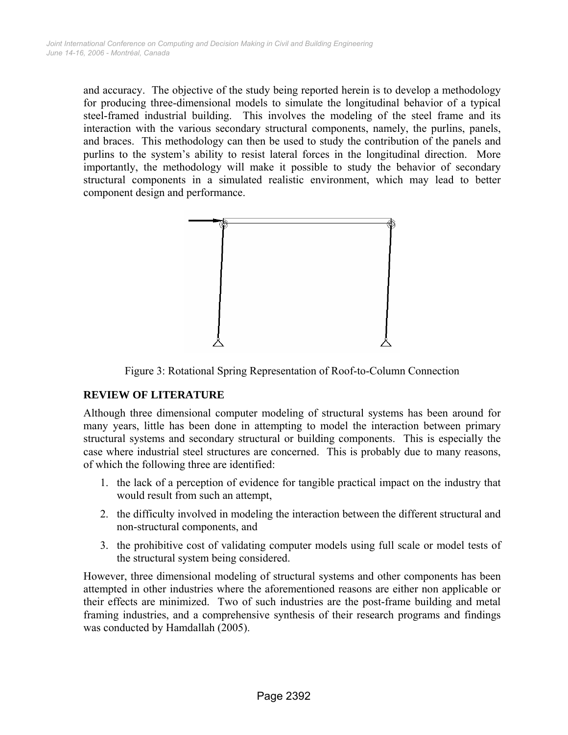and accuracy. The objective of the study being reported herein is to develop a methodology for producing three-dimensional models to simulate the longitudinal behavior of a typical steel-framed industrial building. This involves the modeling of the steel frame and its interaction with the various secondary structural components, namely, the purlins, panels, and braces. This methodology can then be used to study the contribution of the panels and purlins to the system's ability to resist lateral forces in the longitudinal direction. More importantly, the methodology will make it possible to study the behavior of secondary structural components in a simulated realistic environment, which may lead to better component design and performance.

Figure 3: Rotational Spring Representation of Roof-to-Column Connection

## REVIEW OF LITERATURE

Although three dimensional computer modeling of structural systems has been around for many years, little has been done in attempting to model the interaction between primary structural systems and secondary structural or building components. This is especially the case where industrial steel structures are concerned. This is probably due to many reasons, of which the following three are identified:

1. the lack of a perception of evidence for tangible practical impact on the industry that would result from such an attempt,
2. the difficulty involved in modeling the interaction between the different structural and non-structural components, and
3. the prohibitive cost of validating computer models using full scale or model tests of the structural system being considered.

However, three dimensional modeling of structural systems and other components has been attempted in other industries where the aforementioned reasons are either non applicable or their effects are minimized. Two of such industries are the post-frame building and metal framing industries, and a comprehensive synthesis of their research programs and findings was conducted by Hamdallah (2005).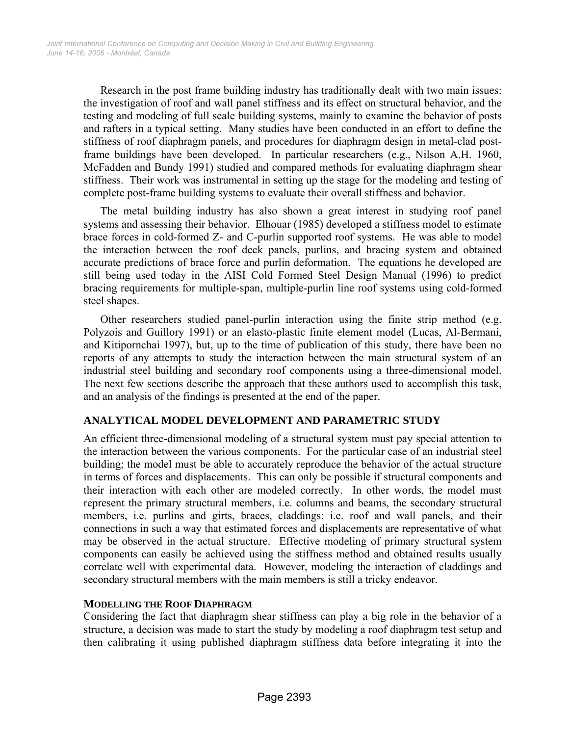Research in the post frame building industry has traditionally dealt with two main issues: the investigation of roof and wall panel stiffness and its effect on structural behavior, and the testing and modeling of full scale building systems, mainly to examine the behavior of posts and rafters in a typical setting. Many studies have been conducted in an effort to define the stiffness of roof diaphragm panels, and procedures for diaphragm design in metal-clad post-frame buildings have been developed. In particular researchers (e.g., Nilson A.H. 1960, McFadden and Bundy 1991) studied and compared methods for evaluating diaphragm shear stiffness. Their work was instrumental in setting up the stage for the modeling and testing of complete post-frame building systems to evaluate their overall stiffness and behavior.

The metal building industry has also shown a great interest in studying roof panel systems and assessing their behavior. Elhouar (1985) developed a stiffness model to estimate brace forces in cold-formed Z- and C-purlin supported roof systems. He was able to model the interaction between the roof deck panels, purlins, and bracing system and obtained accurate predictions of brace force and purlin deformation. The equations he developed are still being used today in the AISI Cold Formed Steel Design Manual (1996) to predict bracing requirements for multiple-span, multiple-purlin line roof systems using cold-formed steel shapes.

Other researchers studied panel-purlin interaction using the finite strip method (e.g. Polyzois and Guillory 1991) or an elasto-plastic finite element model (Lucas, Al-Bermani, and Kitipornchai 1997), but, up to the time of publication of this study, there have been no reports of any attempts to study the interaction between the main structural system of an industrial steel building and secondary roof components using a three-dimensional model. The next few sections describe the approach that these authors used to accomplish this task, and an analysis of the findings is presented at the end of the paper.

## ANALYTICAL MODEL DEVELOPMENT AND PARAMETRIC STUDY

An efficient three-dimensional modeling of a structural system must pay special attention to the interaction between the various components. For the particular case of an industrial steel building; the model must be able to accurately reproduce the behavior of the actual structure in terms of forces and displacements. This can only be possible if structural components and their interaction with each other are modeled correctly. In other words, the model must represent the primary structural members, i.e. columns and beams, the secondary structural members, i.e. purlins and girts, braces, claddings: i.e. roof and wall panels, and their connections in such a way that estimated forces and displacements are representative of what may be observed in the actual structure. Effective modeling of primary structural system components can easily be achieved using the stiffness method and obtained results usually correlate well with experimental data. However, modeling the interaction of claddings and secondary structural members with the main members is still a tricky endeavor.

### MODELLING THE ROOF DIAPHRAGM

Considering the fact that diaphragm shear stiffness can play a big role in the behavior of a structure, a decision was made to start the study by modeling a roof diaphragm test setup and then calibrating it using published diaphragm stiffness data before integrating it into the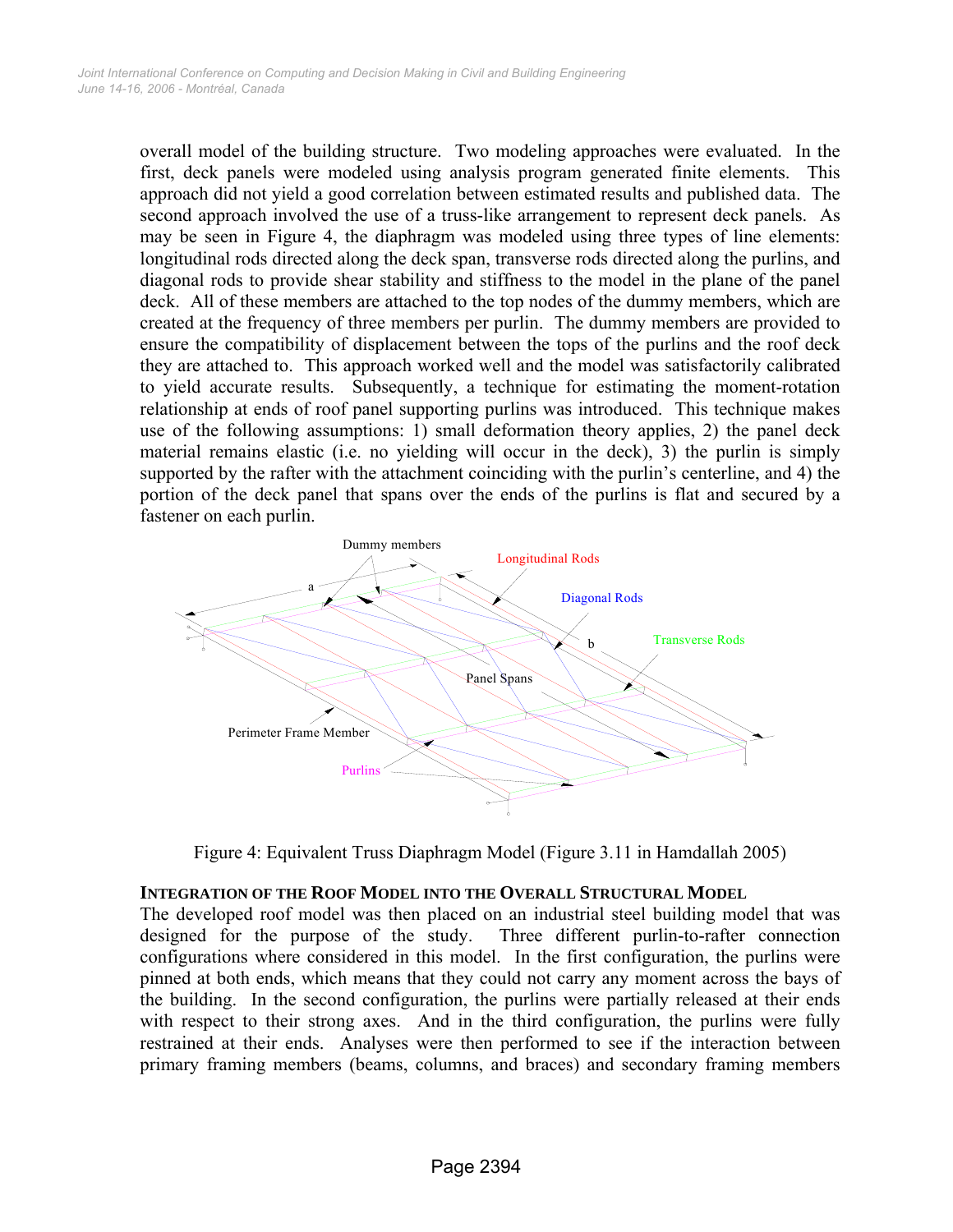overall model of the building structure. Two modeling approaches were evaluated. In the first, deck panels were modeled using analysis program generated finite elements. This approach did not yield a good correlation between estimated results and published data. The second approach involved the use of a truss-like arrangement to represent deck panels. As may be seen in Figure 4, the diaphragm was modeled using three types of line elements: longitudinal rods directed along the deck span, transverse rods directed along the purlins, and diagonal rods to provide shear stability and stiffness to the model in the plane of the panel deck. All of these members are attached to the top nodes of the dummy members, which are created at the frequency of three members per purlin. The dummy members are provided to ensure the compatibility of displacement between the tops of the purlins and the roof deck they are attached to. This approach worked well and the model was satisfactorily calibrated to yield accurate results. Subsequently, a technique for estimating the moment-rotation relationship at ends of roof panel supporting purlins was introduced. This technique makes use of the following assumptions: 1) small deformation theory applies, 2) the panel deck material remains elastic (i.e. no yielding will occur in the deck), 3) the purlin is simply supported by the rafter with the attachment coinciding with the purlin's centerline, and 4) the portion of the deck panel that spans over the ends of the purlins is flat and secured by a fastener on each purlin.

Figure 4: Equivalent Truss Diaphragm Model (Figure 3.11 in Hamdallah 2005)

### INTEGRATION OF THE ROOF MODEL INTO THE OVERALL STRUCTURAL MODEL

The developed roof model was then placed on an industrial steel building model that was designed for the purpose of the study. Three different purlin-to-rafter connection configurations where considered in this model. In the first configuration, the purlins were pinned at both ends, which means that they could not carry any moment across the bays of the building. In the second configuration, the purlins were partially released at their ends with respect to their strong axes. And in the third configuration, the purlins were fully restrained at their ends. Analyses were then performed to see if the interaction between primary framing members (beams, columns, and braces) and secondary framing members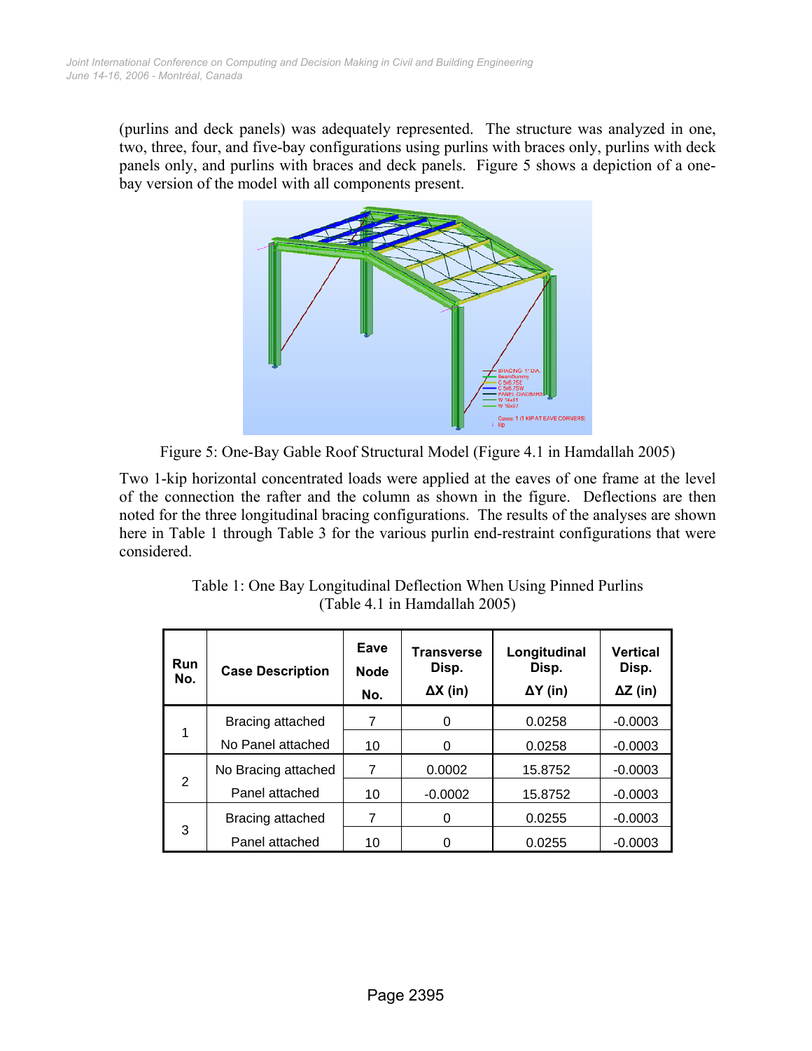(purlins and deck panels) was adequately represented. The structure was analyzed in one, two, three, four, and five-bay configurations using purlins with braces only, purlins with deck panels only, and purlins with braces and deck panels. Figure 5 shows a depiction of a one-bay version of the model with all components present.

Figure 5: One-Bay Gable Roof Structural Model (Figure 4.1 in Hamdallah 2005)

Two 1-kip horizontal concentrated loads were applied at the eaves of one frame at the level of the connection the rafter and the column as shown in the figure. Deflections are then noted for the three longitudinal bracing configurations. The results of the analyses are shown here in Table 1 through Table 3 for the various purlin end-restraint configurations that were considered.

Table 1: One Bay Longitudinal Deflection When Using Pinned Purlins (Table 4.1 in Hamdallah 2005)

| Run No. | Case Description | Eave Node No. | Transverse Disp. ΔX (in) | Longitudinal Disp. ΔY (in) | Vertical Disp. ΔZ (in) |
|---|---|---|---|---|---|
| 1 | Bracing attached | 7 | 0 | 0.0258 | -0.0003 |
| | No Panel attached | 10 | 0 | 0.0258 | -0.0003 |
| 2 | No Bracing attached | 7 | 0.0002 | 15.8752 | -0.0003 |
| | Panel attached | 10 | -0.0002 | 15.8752 | -0.0003 |
| 3 | Bracing attached | 7 | 0 | 0.0255 | -0.0003 |
| | Panel attached | 10 | 0 | 0.0255 | -0.0003 |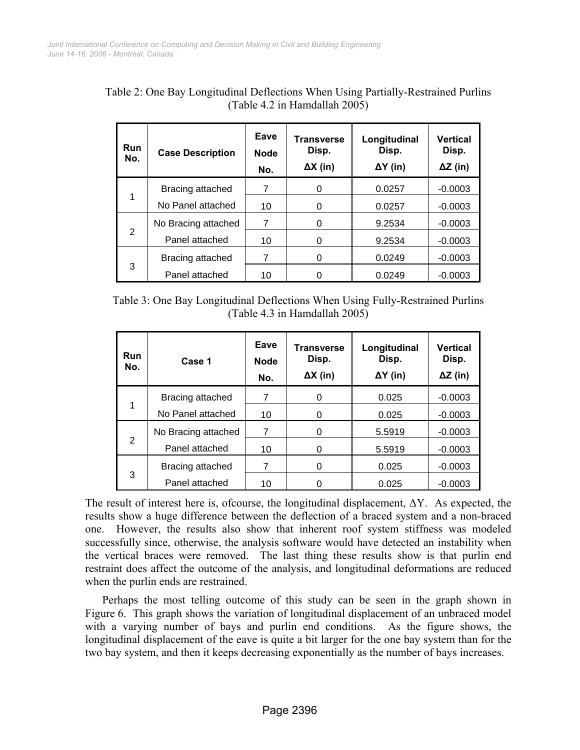Table 2: One Bay Longitudinal Deflections When Using Partially-Restrained Purlins (Table 4.2 in Hamdallah 2005)

| Run No. | Case Description | Eave Node No. | Transverse Disp. ΔX (in) | Longitudinal Disp. ΔY (in) | Vertical Disp. ΔZ (in) |
|---|---|---|---|---|---|
| 1 | Bracing attached | 7 | 0 | 0.0257 | -0.0003 |
| | No Panel attached | 10 | 0 | 0.0257 | -0.0003 |
| 2 | No Bracing attached | 7 | 0 | 9.2534 | -0.0003 |
| | Panel attached | 10 | 0 | 9.2534 | -0.0003 |
| 3 | Bracing attached | 7 | 0 | 0.0249 | -0.0003 |
| | Panel attached | 10 | 0 | 0.0249 | -0.0003 |

Table 3: One Bay Longitudinal Deflections When Using Fully-Restrained Purlins (Table 4.3 in Hamdallah 2005)

| Run No. | Case 1 | Eave Node No. | Transverse Disp. ΔX (in) | Longitudinal Disp. ΔY (in) | Vertical Disp. ΔZ (in) |
|---|---|---|---|---|---|
| 1 | Bracing attached | 7 | 0 | 0.025 | -0.0003 |
| | No Panel attached | 10 | 0 | 0.025 | -0.0003 |
| 2 | No Bracing attached | 7 | 0 | 5.5919 | -0.0003 |
| | Panel attached | 10 | 0 | 5.5919 | -0.0003 |
| 3 | Bracing attached | 7 | 0 | 0.025 | -0.0003 |
| | Panel attached | 10 | 0 | 0.025 | -0.0003 |

The result of interest here is, ofcourse, the longitudinal displacement, ΔY. As expected, the results show a huge difference between the deflection of a braced system and a non-braced one. However, the results also show that inherent roof system stiffness was modeled successfully since, otherwise, the analysis software would have detected an instability when the vertical braces were removed. The last thing these results show is that purlin end restraint does affect the outcome of the analysis, and longitudinal deformations are reduced when the purlin ends are restrained.

Perhaps the most telling outcome of this study can be seen in the graph shown in Figure 6. This graph shows the variation of longitudinal displacement of an unbraced model with a varying number of bays and purlin end conditions. As the figure shows, the longitudinal displacement of the eave is quite a bit larger for the one bay system than for the two bay system, and then it keeps decreasing exponentially as the number of bays increases.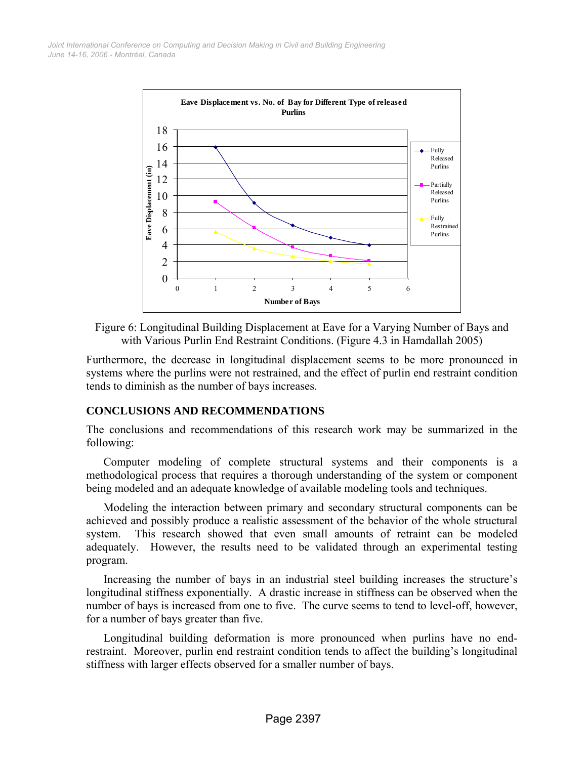Figure 6: Longitudinal Building Displacement at Eave for a Varying Number of Bays and with Various Purlin End Restraint Conditions. (Figure 4.3 in Hamdallah 2005)

Furthermore, the decrease in longitudinal displacement seems to be more pronounced in systems where the purlins were not restrained, and the effect of purlin end restraint condition tends to diminish as the number of bays increases.

## CONCLUSIONS AND RECOMMENDATIONS

The conclusions and recommendations of this research work may be summarized in the following:

Computer modeling of complete structural systems and their components is a methodological process that requires a thorough understanding of the system or component being modeled and an adequate knowledge of available modeling tools and techniques.

Modeling the interaction between primary and secondary structural components can be achieved and possibly produce a realistic assessment of the behavior of the whole structural system. This research showed that even small amounts of retraint can be modeled adequately. However, the results need to be validated through an experimental testing program.

Increasing the number of bays in an industrial steel building increases the structure's longitudinal stiffness exponentially. A drastic increase in stiffness can be observed when the number of bays is increased from one to five. The curve seems to tend to level-off, however, for a number of bays greater than five.

Longitudinal building deformation is more pronounced when purlins have no end-restraint. Moreover, purlin end restraint condition tends to affect the building's longitudinal stiffness with larger effects observed for a smaller number of bays.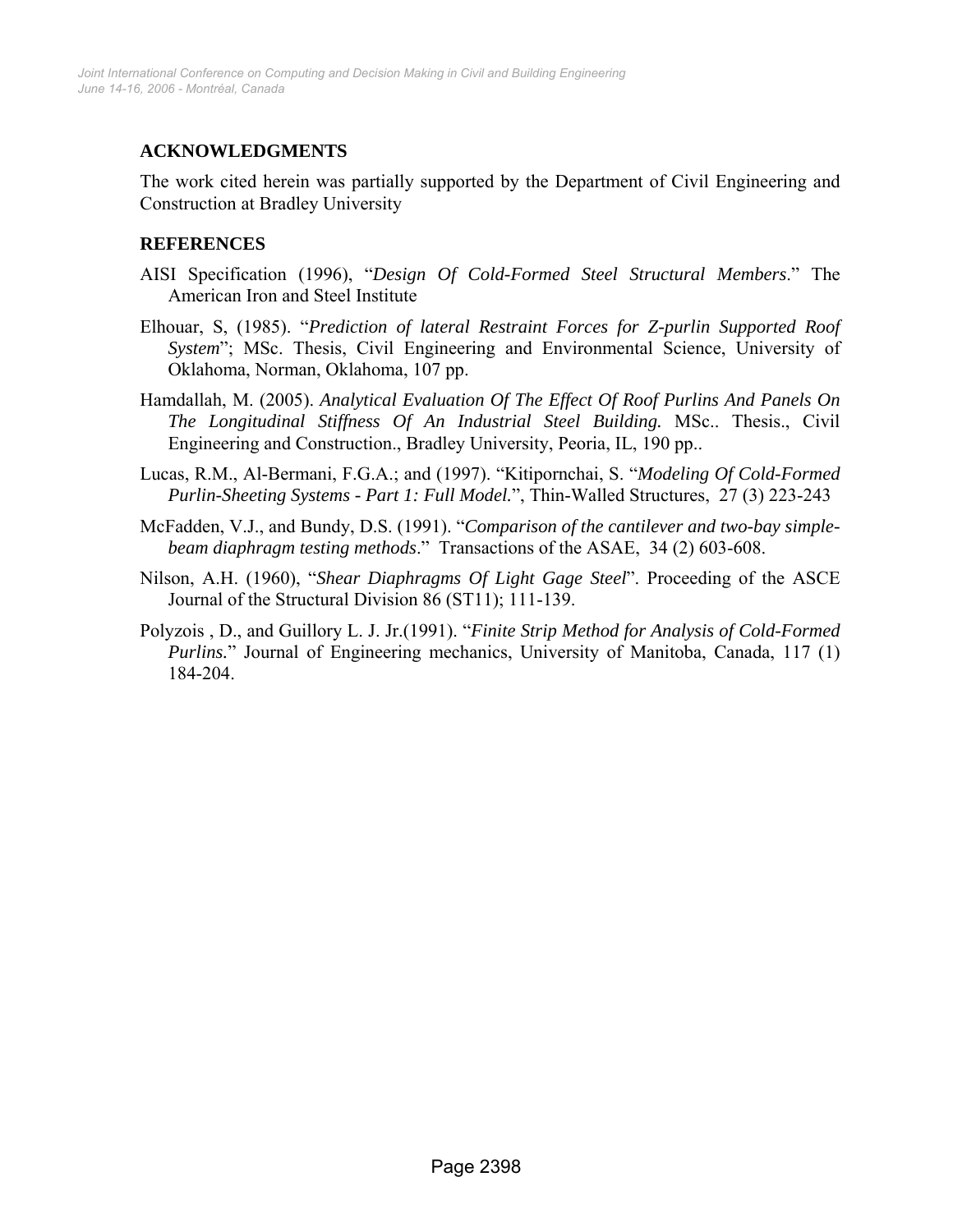## ACKNOWLEDGMENTS

The work cited herein was partially supported by the Department of Civil Engineering and Construction at Bradley University

## REFERENCES

AISI Specification (1996), "*Design Of Cold-Formed Steel Structural Members*." The American Iron and Steel Institute

Elhouar, S, (1985). "*Prediction of lateral Restraint Forces for Z-purlin Supported Roof System*"; MSc. Thesis, Civil Engineering and Environmental Science, University of Oklahoma, Norman, Oklahoma, 107 pp.

Hamdallah, M. (2005). *Analytical Evaluation Of The Effect Of Roof Purlins And Panels On The Longitudinal Stiffness Of An Industrial Steel Building.* MSc.. Thesis., Civil Engineering and Construction., Bradley University, Peoria, IL, 190 pp..

Lucas, R.M., Al-Bermani, F.G.A.; and (1997). "Kitipornchai, S. "*Modeling Of Cold-Formed Purlin-Sheeting Systems - Part 1: Full Model.*", Thin-Walled Structures, 27 (3) 223-243

McFadden, V.J., and Bundy, D.S. (1991). "*Comparison of the cantilever and two-bay simple-beam diaphragm testing methods*." Transactions of the ASAE, 34 (2) 603-608.

Nilson, A.H. (1960), "*Shear Diaphragms Of Light Gage Steel*". Proceeding of the ASCE Journal of the Structural Division 86 (ST11); 111-139.

Polyzois , D., and Guillory L. J. Jr.(1991). "*Finite Strip Method for Analysis of Cold-Formed Purlins.*" Journal of Engineering mechanics, University of Manitoba, Canada, 117 (1) 184-204.